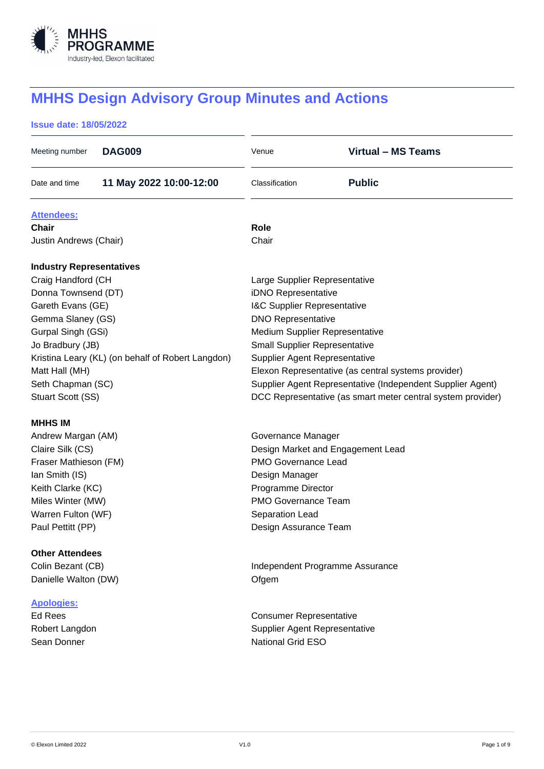MHHS PROGRAMME
Industry-led, Elexon facilitated

# MHHS Design Advisory Group Minutes and Actions

**Issue date: 18/05/2022**

| | | | |
|---|---|---|---|
| Meeting number | **DAG009** | Venue | **Virtual – MS Teams** |
| Date and time | **11 May 2022 10:00-12:00** | Classification | **Public** |

**Attendees:**

| **Chair** | **Role** |
|---|---|
| Justin Andrews (Chair) | Chair |
| **Industry Representatives** | |
| Craig Handford (CH | Large Supplier Representative |
| Donna Townsend (DT) | iDNO Representative |
| Gareth Evans (GE) | I&C Supplier Representative |
| Gemma Slaney (GS) | DNO Representative |
| Gurpal Singh (GSi) | Medium Supplier Representative |
| Jo Bradbury (JB) | Small Supplier Representative |
| Kristina Leary (KL) (on behalf of Robert Langdon) | Supplier Agent Representative |
| Matt Hall (MH) | Elexon Representative (as central systems provider) |
| Seth Chapman (SC) | Supplier Agent Representative (Independent Supplier Agent) |
| Stuart Scott (SS) | DCC Representative (as smart meter central system provider) |
| **MHHS IM** | |
| Andrew Margan (AM) | Governance Manager |
| Claire Silk (CS) | Design Market and Engagement Lead |
| Fraser Mathieson (FM) | PMO Governance Lead |
| Ian Smith (IS) | Design Manager |
| Keith Clarke (KC) | Programme Director |
| Miles Winter (MW) | PMO Governance Team |
| Warren Fulton (WF) | Separation Lead |
| Paul Pettitt (PP) | Design Assurance Team |
| **Other Attendees** | |
| Colin Bezant (CB) | Independent Programme Assurance |
| Danielle Walton (DW) | Ofgem |

**Apologies:**

| | |
|---|---|
| Ed Rees | Consumer Representative |
| Robert Langdon | Supplier Agent Representative |
| Sean Donner | National Grid ESO |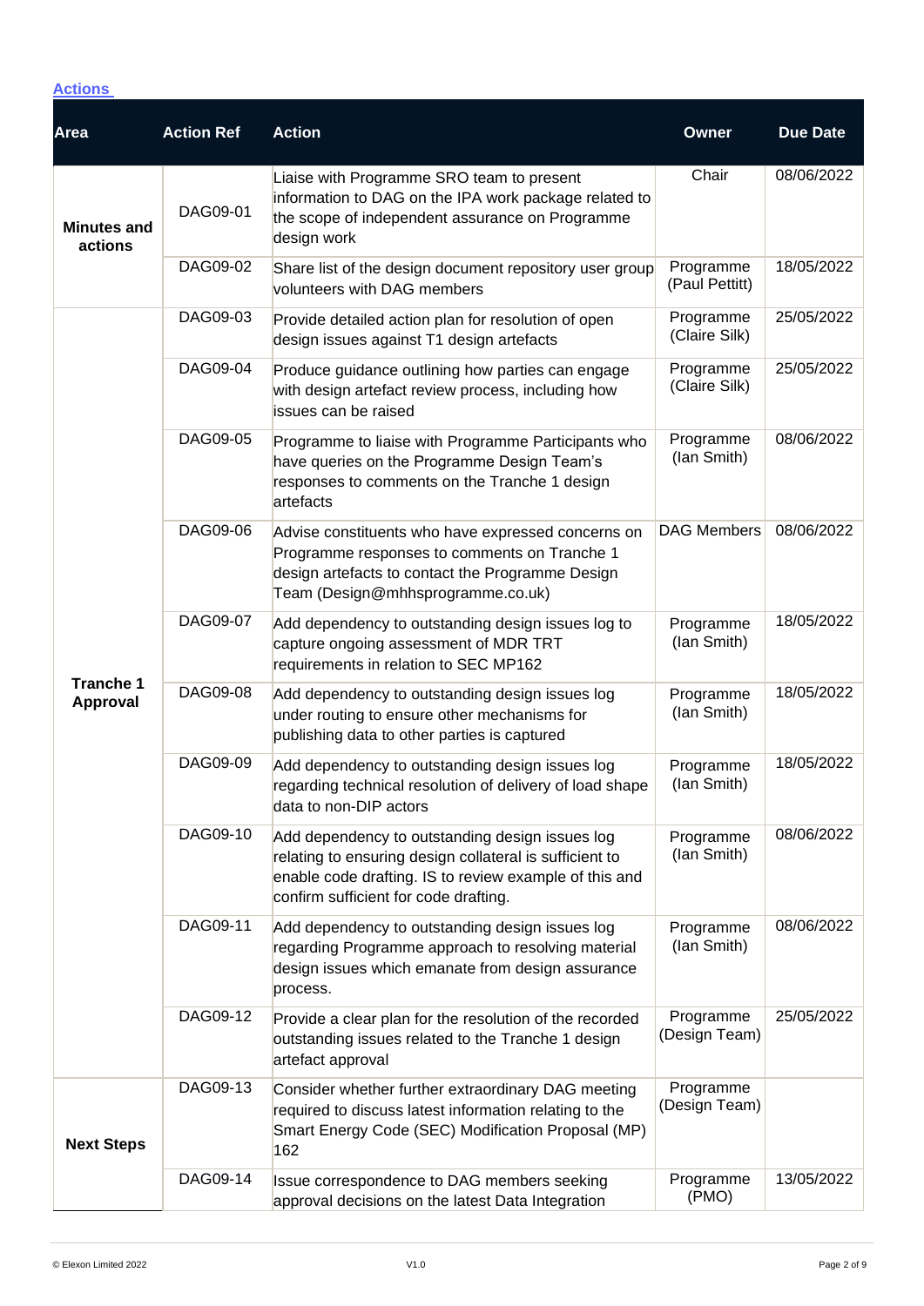**Actions**

| Area | Action Ref | Action | Owner | Due Date |
|---|---|---|---|---|
| **Minutes and actions** | DAG09-01 | Liaise with Programme SRO team to present information to DAG on the IPA work package related to the scope of independent assurance on Programme design work | Chair | 08/06/2022 |
| | DAG09-02 | Share list of the design document repository user group volunteers with DAG members | Programme (Paul Pettitt) | 18/05/2022 |
| **Tranche 1 Approval** | DAG09-03 | Provide detailed action plan for resolution of open design issues against T1 design artefacts | Programme (Claire Silk) | 25/05/2022 |
| | DAG09-04 | Produce guidance outlining how parties can engage with design artefact review process, including how issues can be raised | Programme (Claire Silk) | 25/05/2022 |
| | DAG09-05 | Programme to liaise with Programme Participants who have queries on the Programme Design Team's responses to comments on the Tranche 1 design artefacts | Programme (Ian Smith) | 08/06/2022 |
| | DAG09-06 | Advise constituents who have expressed concerns on Programme responses to comments on Tranche 1 design artefacts to contact the Programme Design Team (Design@mhhsprogramme.co.uk) | DAG Members | 08/06/2022 |
| | DAG09-07 | Add dependency to outstanding design issues log to capture ongoing assessment of MDR TRT requirements in relation to SEC MP162 | Programme (Ian Smith) | 18/05/2022 |
| | DAG09-08 | Add dependency to outstanding design issues log under routing to ensure other mechanisms for publishing data to other parties is captured | Programme (Ian Smith) | 18/05/2022 |
| | DAG09-09 | Add dependency to outstanding design issues log regarding technical resolution of delivery of load shape data to non-DIP actors | Programme (Ian Smith) | 18/05/2022 |
| | DAG09-10 | Add dependency to outstanding design issues log relating to ensuring design collateral is sufficient to enable code drafting. IS to review example of this and confirm sufficient for code drafting. | Programme (Ian Smith) | 08/06/2022 |
| | DAG09-11 | Add dependency to outstanding design issues log regarding Programme approach to resolving material design issues which emanate from design assurance process. | Programme (Ian Smith) | 08/06/2022 |
| | DAG09-12 | Provide a clear plan for the resolution of the recorded outstanding issues related to the Tranche 1 design artefact approval | Programme (Design Team) | 25/05/2022 |
| **Next Steps** | DAG09-13 | Consider whether further extraordinary DAG meeting required to discuss latest information relating to the Smart Energy Code (SEC) Modification Proposal (MP) 162 | Programme (Design Team) | |
| | DAG09-14 | Issue correspondence to DAG members seeking approval decisions on the latest Data Integration | Programme (PMO) | 13/05/2022 |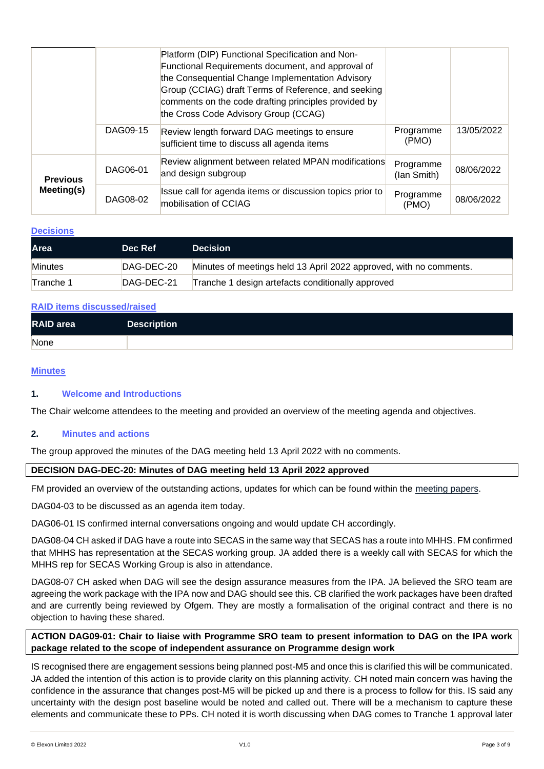| | | | | |
|---|---|---|---|---|
| | | Platform (DIP) Functional Specification and Non-Functional Requirements document, and approval of the Consequential Change Implementation Advisory Group (CCIAG) draft Terms of Reference, and seeking comments on the code drafting principles provided by the Cross Code Advisory Group (CCAG) | | |
| | DAG09-15 | Review length forward DAG meetings to ensure sufficient time to discuss all agenda items | Programme (PMO) | 13/05/2022 |
| **Previous Meeting(s)** | DAG06-01 | Review alignment between related MPAN modifications and design subgroup | Programme (Ian Smith) | 08/06/2022 |
| | DAG08-02 | Issue call for agenda items or discussion topics prior to mobilisation of CCIAG | Programme (PMO) | 08/06/2022 |

## Decisions

| Area | Dec Ref | Decision |
|---|---|---|
| Minutes | DAG-DEC-20 | Minutes of meetings held 13 April 2022 approved, with no comments. |
| Tranche 1 | DAG-DEC-21 | Tranche 1 design artefacts conditionally approved |

## RAID items discussed/raised

| RAID area | Description |
|---|---|
| None | |

## Minutes

### 1. Welcome and Introductions

The Chair welcome attendees to the meeting and provided an overview of the meeting agenda and objectives.

### 2. Minutes and actions

The group approved the minutes of the DAG meeting held 13 April 2022 with no comments.

**DECISION DAG-DEC-20: Minutes of DAG meeting held 13 April 2022 approved**

FM provided an overview of the outstanding actions, updates for which can be found within the meeting papers.

DAG04-03 to be discussed as an agenda item today.

DAG06-01 IS confirmed internal conversations ongoing and would update CH accordingly.

DAG08-04 CH asked if DAG have a route into SECAS in the same way that SECAS has a route into MHHS. FM confirmed that MHHS has representation at the SECAS working group. JA added there is a weekly call with SECAS for which the MHHS rep for SECAS Working Group is also in attendance.

DAG08-07 CH asked when DAG will see the design assurance measures from the IPA. JA believed the SRO team are agreeing the work package with the IPA now and DAG should see this. CB clarified the work packages have been drafted and are currently being reviewed by Ofgem. They are mostly a formalisation of the original contract and there is no objection to having these shared.

**ACTION DAG09-01: Chair to liaise with Programme SRO team to present information to DAG on the IPA work package related to the scope of independent assurance on Programme design work**

IS recognised there are engagement sessions being planned post-M5 and once this is clarified this will be communicated. JA added the intention of this action is to provide clarity on this planning activity. CH noted main concern was having the confidence in the assurance that changes post-M5 will be picked up and there is a process to follow for this. IS said any uncertainty with the design post baseline would be noted and called out. There will be a mechanism to capture these elements and communicate these to PPs. CH noted it is worth discussing when DAG comes to Tranche 1 approval later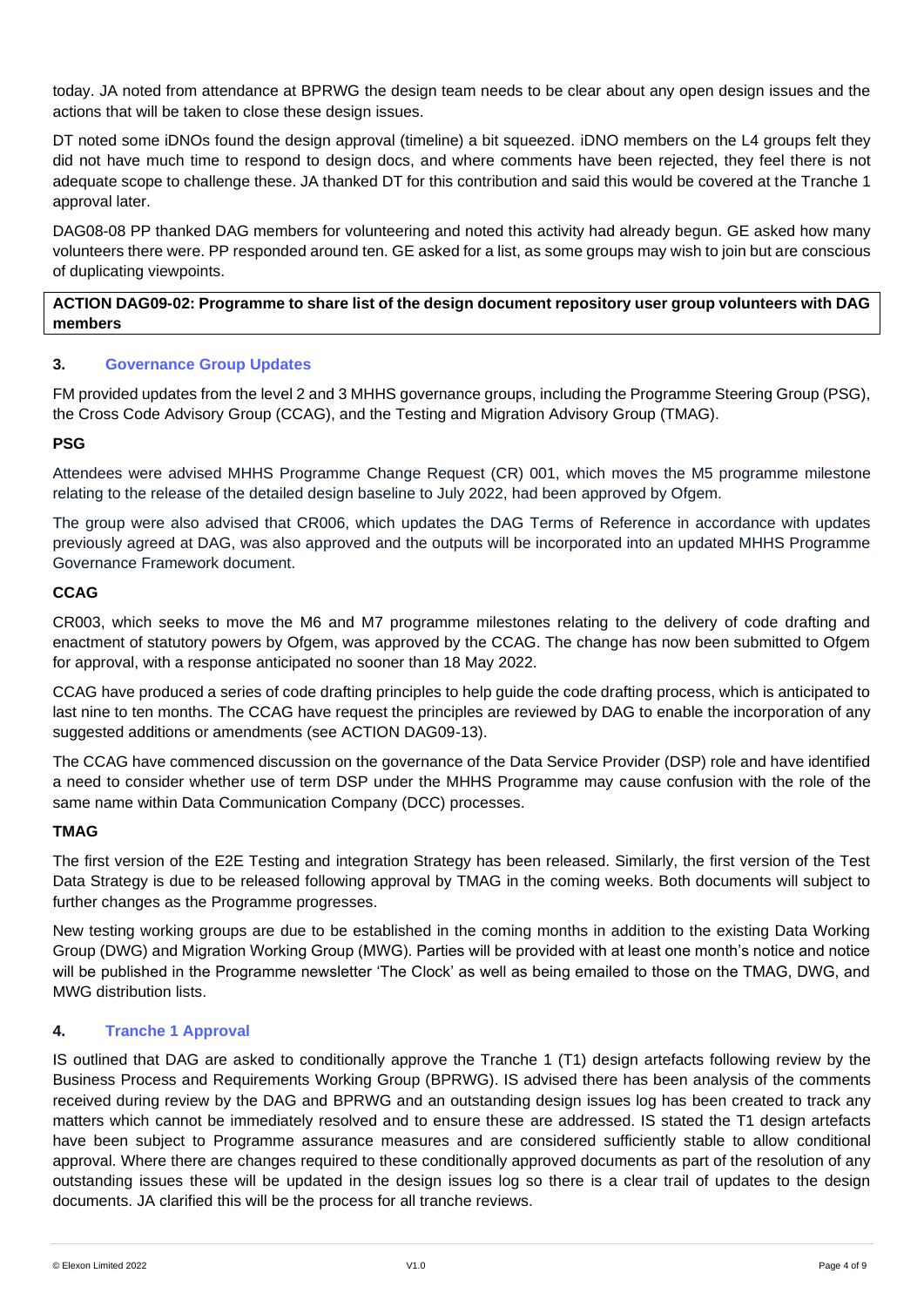today. JA noted from attendance at BPRWG the design team needs to be clear about any open design issues and the actions that will be taken to close these design issues.

DT noted some iDNOs found the design approval (timeline) a bit squeezed. iDNO members on the L4 groups felt they did not have much time to respond to design docs, and where comments have been rejected, they feel there is not adequate scope to challenge these. JA thanked DT for this contribution and said this would be covered at the Tranche 1 approval later.

DAG08-08 PP thanked DAG members for volunteering and noted this activity had already begun. GE asked how many volunteers there were. PP responded around ten. GE asked for a list, as some groups may wish to join but are conscious of duplicating viewpoints.

**ACTION DAG09-02: Programme to share list of the design document repository user group volunteers with DAG members**

## 3. Governance Group Updates

FM provided updates from the level 2 and 3 MHHS governance groups, including the Programme Steering Group (PSG), the Cross Code Advisory Group (CCAG), and the Testing and Migration Advisory Group (TMAG).

**PSG**

Attendees were advised MHHS Programme Change Request (CR) 001, which moves the M5 programme milestone relating to the release of the detailed design baseline to July 2022, had been approved by Ofgem.

The group were also advised that CR006, which updates the DAG Terms of Reference in accordance with updates previously agreed at DAG, was also approved and the outputs will be incorporated into an updated MHHS Programme Governance Framework document.

**CCAG**

CR003, which seeks to move the M6 and M7 programme milestones relating to the delivery of code drafting and enactment of statutory powers by Ofgem, was approved by the CCAG. The change has now been submitted to Ofgem for approval, with a response anticipated no sooner than 18 May 2022.

CCAG have produced a series of code drafting principles to help guide the code drafting process, which is anticipated to last nine to ten months. The CCAG have request the principles are reviewed by DAG to enable the incorporation of any suggested additions or amendments (see ACTION DAG09-13).

The CCAG have commenced discussion on the governance of the Data Service Provider (DSP) role and have identified a need to consider whether use of term DSP under the MHHS Programme may cause confusion with the role of the same name within Data Communication Company (DCC) processes.

**TMAG**

The first version of the E2E Testing and integration Strategy has been released. Similarly, the first version of the Test Data Strategy is due to be released following approval by TMAG in the coming weeks. Both documents will subject to further changes as the Programme progresses.

New testing working groups are due to be established in the coming months in addition to the existing Data Working Group (DWG) and Migration Working Group (MWG). Parties will be provided with at least one month's notice and notice will be published in the Programme newsletter 'The Clock' as well as being emailed to those on the TMAG, DWG, and MWG distribution lists.

## 4. Tranche 1 Approval

IS outlined that DAG are asked to conditionally approve the Tranche 1 (T1) design artefacts following review by the Business Process and Requirements Working Group (BPRWG). IS advised there has been analysis of the comments received during review by the DAG and BPRWG and an outstanding design issues log has been created to track any matters which cannot be immediately resolved and to ensure these are addressed. IS stated the T1 design artefacts have been subject to Programme assurance measures and are considered sufficiently stable to allow conditional approval. Where there are changes required to these conditionally approved documents as part of the resolution of any outstanding issues these will be updated in the design issues log so there is a clear trail of updates to the design documents. JA clarified this will be the process for all tranche reviews.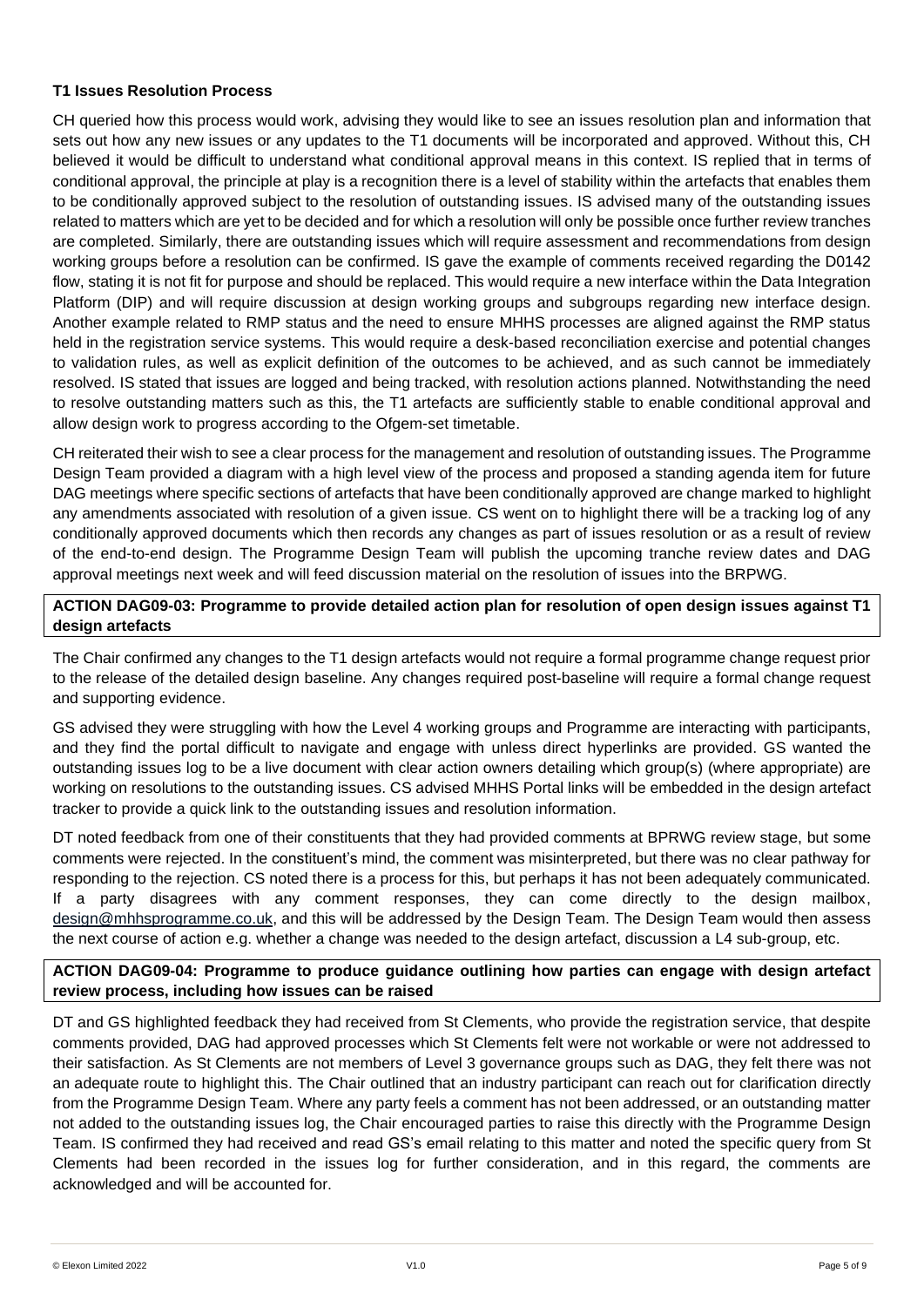**T1 Issues Resolution Process**

CH queried how this process would work, advising they would like to see an issues resolution plan and information that sets out how any new issues or any updates to the T1 documents will be incorporated and approved. Without this, CH believed it would be difficult to understand what conditional approval means in this context. IS replied that in terms of conditional approval, the principle at play is a recognition there is a level of stability within the artefacts that enables them to be conditionally approved subject to the resolution of outstanding issues. IS advised many of the outstanding issues related to matters which are yet to be decided and for which a resolution will only be possible once further review tranches are completed. Similarly, there are outstanding issues which will require assessment and recommendations from design working groups before a resolution can be confirmed. IS gave the example of comments received regarding the D0142 flow, stating it is not fit for purpose and should be replaced. This would require a new interface within the Data Integration Platform (DIP) and will require discussion at design working groups and subgroups regarding new interface design. Another example related to RMP status and the need to ensure MHHS processes are aligned against the RMP status held in the registration service systems. This would require a desk-based reconciliation exercise and potential changes to validation rules, as well as explicit definition of the outcomes to be achieved, and as such cannot be immediately resolved. IS stated that issues are logged and being tracked, with resolution actions planned. Notwithstanding the need to resolve outstanding matters such as this, the T1 artefacts are sufficiently stable to enable conditional approval and allow design work to progress according to the Ofgem-set timetable.

CH reiterated their wish to see a clear process for the management and resolution of outstanding issues. The Programme Design Team provided a diagram with a high level view of the process and proposed a standing agenda item for future DAG meetings where specific sections of artefacts that have been conditionally approved are change marked to highlight any amendments associated with resolution of a given issue. CS went on to highlight there will be a tracking log of any conditionally approved documents which then records any changes as part of issues resolution or as a result of review of the end-to-end design. The Programme Design Team will publish the upcoming tranche review dates and DAG approval meetings next week and will feed discussion material on the resolution of issues into the BRPWG.

**ACTION DAG09-03: Programme to provide detailed action plan for resolution of open design issues against T1 design artefacts**

The Chair confirmed any changes to the T1 design artefacts would not require a formal programme change request prior to the release of the detailed design baseline. Any changes required post-baseline will require a formal change request and supporting evidence.

GS advised they were struggling with how the Level 4 working groups and Programme are interacting with participants, and they find the portal difficult to navigate and engage with unless direct hyperlinks are provided. GS wanted the outstanding issues log to be a live document with clear action owners detailing which group(s) (where appropriate) are working on resolutions to the outstanding issues. CS advised MHHS Portal links will be embedded in the design artefact tracker to provide a quick link to the outstanding issues and resolution information.

DT noted feedback from one of their constituents that they had provided comments at BPRWG review stage, but some comments were rejected. In the constituent's mind, the comment was misinterpreted, but there was no clear pathway for responding to the rejection. CS noted there is a process for this, but perhaps it has not been adequately communicated. If a party disagrees with any comment responses, they can come directly to the design mailbox, design@mhhsprogramme.co.uk, and this will be addressed by the Design Team. The Design Team would then assess the next course of action e.g. whether a change was needed to the design artefact, discussion a L4 sub-group, etc.

**ACTION DAG09-04: Programme to produce guidance outlining how parties can engage with design artefact review process, including how issues can be raised**

DT and GS highlighted feedback they had received from St Clements, who provide the registration service, that despite comments provided, DAG had approved processes which St Clements felt were not workable or were not addressed to their satisfaction. As St Clements are not members of Level 3 governance groups such as DAG, they felt there was not an adequate route to highlight this. The Chair outlined that an industry participant can reach out for clarification directly from the Programme Design Team. Where any party feels a comment has not been addressed, or an outstanding matter not added to the outstanding issues log, the Chair encouraged parties to raise this directly with the Programme Design Team. IS confirmed they had received and read GS's email relating to this matter and noted the specific query from St Clements had been recorded in the issues log for further consideration, and in this regard, the comments are acknowledged and will be accounted for.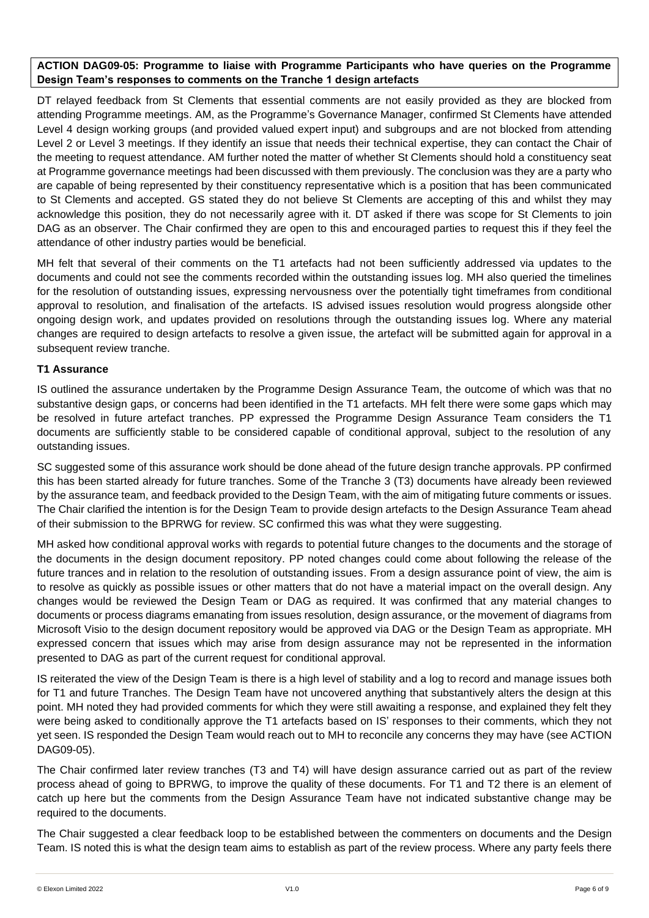**ACTION DAG09-05: Programme to liaise with Programme Participants who have queries on the Programme Design Team's responses to comments on the Tranche 1 design artefacts**

DT relayed feedback from St Clements that essential comments are not easily provided as they are blocked from attending Programme meetings. AM, as the Programme's Governance Manager, confirmed St Clements have attended Level 4 design working groups (and provided valued expert input) and subgroups and are not blocked from attending Level 2 or Level 3 meetings. If they identify an issue that needs their technical expertise, they can contact the Chair of the meeting to request attendance. AM further noted the matter of whether St Clements should hold a constituency seat at Programme governance meetings had been discussed with them previously. The conclusion was they are a party who are capable of being represented by their constituency representative which is a position that has been communicated to St Clements and accepted. GS stated they do not believe St Clements are accepting of this and whilst they may acknowledge this position, they do not necessarily agree with it. DT asked if there was scope for St Clements to join DAG as an observer. The Chair confirmed they are open to this and encouraged parties to request this if they feel the attendance of other industry parties would be beneficial.

MH felt that several of their comments on the T1 artefacts had not been sufficiently addressed via updates to the documents and could not see the comments recorded within the outstanding issues log. MH also queried the timelines for the resolution of outstanding issues, expressing nervousness over the potentially tight timeframes from conditional approval to resolution, and finalisation of the artefacts. IS advised issues resolution would progress alongside other ongoing design work, and updates provided on resolutions through the outstanding issues log. Where any material changes are required to design artefacts to resolve a given issue, the artefact will be submitted again for approval in a subsequent review tranche.

**T1 Assurance**

IS outlined the assurance undertaken by the Programme Design Assurance Team, the outcome of which was that no substantive design gaps, or concerns had been identified in the T1 artefacts. MH felt there were some gaps which may be resolved in future artefact tranches. PP expressed the Programme Design Assurance Team considers the T1 documents are sufficiently stable to be considered capable of conditional approval, subject to the resolution of any outstanding issues.

SC suggested some of this assurance work should be done ahead of the future design tranche approvals. PP confirmed this has been started already for future tranches. Some of the Tranche 3 (T3) documents have already been reviewed by the assurance team, and feedback provided to the Design Team, with the aim of mitigating future comments or issues. The Chair clarified the intention is for the Design Team to provide design artefacts to the Design Assurance Team ahead of their submission to the BPRWG for review. SC confirmed this was what they were suggesting.

MH asked how conditional approval works with regards to potential future changes to the documents and the storage of the documents in the design document repository. PP noted changes could come about following the release of the future trances and in relation to the resolution of outstanding issues. From a design assurance point of view, the aim is to resolve as quickly as possible issues or other matters that do not have a material impact on the overall design. Any changes would be reviewed the Design Team or DAG as required. It was confirmed that any material changes to documents or process diagrams emanating from issues resolution, design assurance, or the movement of diagrams from Microsoft Visio to the design document repository would be approved via DAG or the Design Team as appropriate. MH expressed concern that issues which may arise from design assurance may not be represented in the information presented to DAG as part of the current request for conditional approval.

IS reiterated the view of the Design Team is there is a high level of stability and a log to record and manage issues both for T1 and future Tranches. The Design Team have not uncovered anything that substantively alters the design at this point. MH noted they had provided comments for which they were still awaiting a response, and explained they felt they were being asked to conditionally approve the T1 artefacts based on IS' responses to their comments, which they not yet seen. IS responded the Design Team would reach out to MH to reconcile any concerns they may have (see ACTION DAG09-05).

The Chair confirmed later review tranches (T3 and T4) will have design assurance carried out as part of the review process ahead of going to BPRWG, to improve the quality of these documents. For T1 and T2 there is an element of catch up here but the comments from the Design Assurance Team have not indicated substantive change may be required to the documents.

The Chair suggested a clear feedback loop to be established between the commenters on documents and the Design Team. IS noted this is what the design team aims to establish as part of the review process. Where any party feels there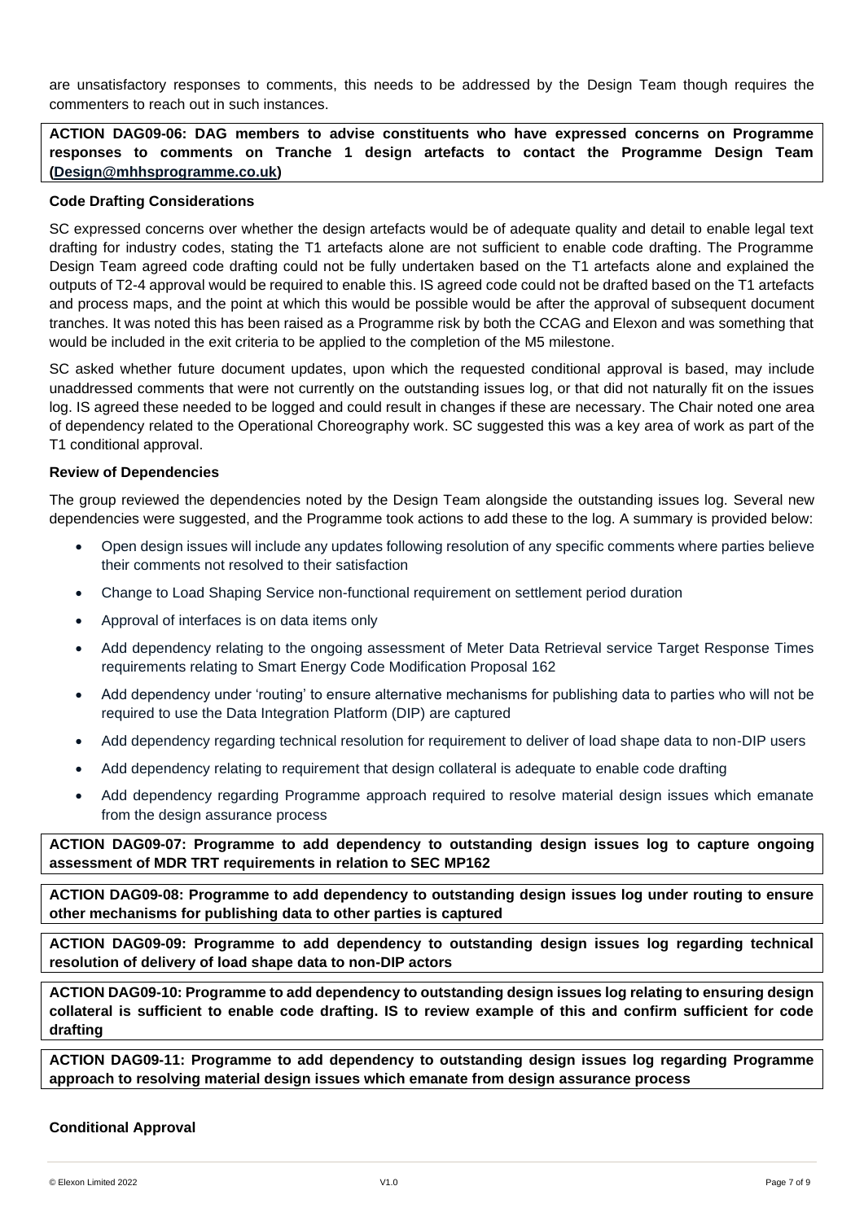are unsatisfactory responses to comments, this needs to be addressed by the Design Team though requires the commenters to reach out in such instances.

**ACTION DAG09-06: DAG members to advise constituents who have expressed concerns on Programme responses to comments on Tranche 1 design artefacts to contact the Programme Design Team (Design@mhhsprogramme.co.uk)**

**Code Drafting Considerations**

SC expressed concerns over whether the design artefacts would be of adequate quality and detail to enable legal text drafting for industry codes, stating the T1 artefacts alone are not sufficient to enable code drafting. The Programme Design Team agreed code drafting could not be fully undertaken based on the T1 artefacts alone and explained the outputs of T2-4 approval would be required to enable this. IS agreed code could not be drafted based on the T1 artefacts and process maps, and the point at which this would be possible would be after the approval of subsequent document tranches. It was noted this has been raised as a Programme risk by both the CCAG and Elexon and was something that would be included in the exit criteria to be applied to the completion of the M5 milestone.

SC asked whether future document updates, upon which the requested conditional approval is based, may include unaddressed comments that were not currently on the outstanding issues log, or that did not naturally fit on the issues log. IS agreed these needed to be logged and could result in changes if these are necessary. The Chair noted one area of dependency related to the Operational Choreography work. SC suggested this was a key area of work as part of the T1 conditional approval.

**Review of Dependencies**

The group reviewed the dependencies noted by the Design Team alongside the outstanding issues log. Several new dependencies were suggested, and the Programme took actions to add these to the log. A summary is provided below:

- Open design issues will include any updates following resolution of any specific comments where parties believe their comments not resolved to their satisfaction
- Change to Load Shaping Service non-functional requirement on settlement period duration
- Approval of interfaces is on data items only
- Add dependency relating to the ongoing assessment of Meter Data Retrieval service Target Response Times requirements relating to Smart Energy Code Modification Proposal 162
- Add dependency under 'routing' to ensure alternative mechanisms for publishing data to parties who will not be required to use the Data Integration Platform (DIP) are captured
- Add dependency regarding technical resolution for requirement to deliver of load shape data to non-DIP users
- Add dependency relating to requirement that design collateral is adequate to enable code drafting
- Add dependency regarding Programme approach required to resolve material design issues which emanate from the design assurance process

**ACTION DAG09-07: Programme to add dependency to outstanding design issues log to capture ongoing assessment of MDR TRT requirements in relation to SEC MP162**

**ACTION DAG09-08: Programme to add dependency to outstanding design issues log under routing to ensure other mechanisms for publishing data to other parties is captured**

**ACTION DAG09-09: Programme to add dependency to outstanding design issues log regarding technical resolution of delivery of load shape data to non-DIP actors**

**ACTION DAG09-10: Programme to add dependency to outstanding design issues log relating to ensuring design collateral is sufficient to enable code drafting. IS to review example of this and confirm sufficient for code drafting**

**ACTION DAG09-11: Programme to add dependency to outstanding design issues log regarding Programme approach to resolving material design issues which emanate from design assurance process**

**Conditional Approval**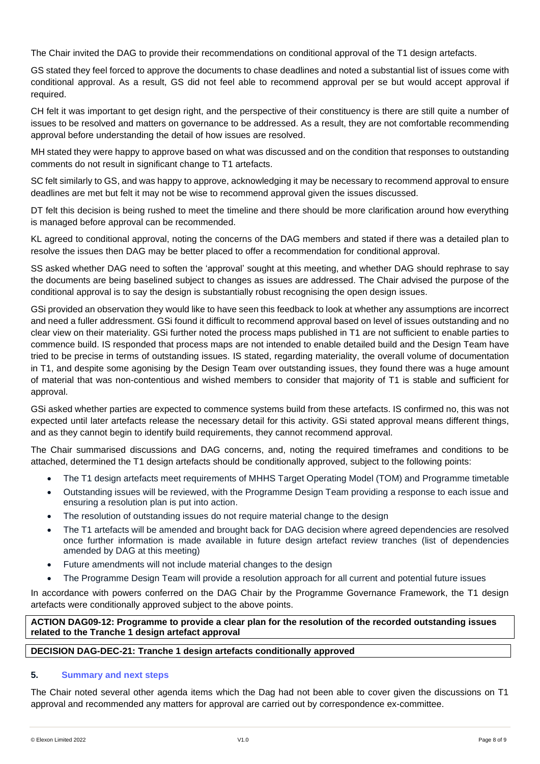The Chair invited the DAG to provide their recommendations on conditional approval of the T1 design artefacts.

GS stated they feel forced to approve the documents to chase deadlines and noted a substantial list of issues come with conditional approval. As a result, GS did not feel able to recommend approval per se but would accept approval if required.

CH felt it was important to get design right, and the perspective of their constituency is there are still quite a number of issues to be resolved and matters on governance to be addressed. As a result, they are not comfortable recommending approval before understanding the detail of how issues are resolved.

MH stated they were happy to approve based on what was discussed and on the condition that responses to outstanding comments do not result in significant change to T1 artefacts.

SC felt similarly to GS, and was happy to approve, acknowledging it may be necessary to recommend approval to ensure deadlines are met but felt it may not be wise to recommend approval given the issues discussed.

DT felt this decision is being rushed to meet the timeline and there should be more clarification around how everything is managed before approval can be recommended.

KL agreed to conditional approval, noting the concerns of the DAG members and stated if there was a detailed plan to resolve the issues then DAG may be better placed to offer a recommendation for conditional approval.

SS asked whether DAG need to soften the 'approval' sought at this meeting, and whether DAG should rephrase to say the documents are being baselined subject to changes as issues are addressed. The Chair advised the purpose of the conditional approval is to say the design is substantially robust recognising the open design issues.

GSi provided an observation they would like to have seen this feedback to look at whether any assumptions are incorrect and need a fuller addressment. GSi found it difficult to recommend approval based on level of issues outstanding and no clear view on their materiality. GSi further noted the process maps published in T1 are not sufficient to enable parties to commence build. IS responded that process maps are not intended to enable detailed build and the Design Team have tried to be precise in terms of outstanding issues. IS stated, regarding materiality, the overall volume of documentation in T1, and despite some agonising by the Design Team over outstanding issues, they found there was a huge amount of material that was non-contentious and wished members to consider that majority of T1 is stable and sufficient for approval.

GSi asked whether parties are expected to commence systems build from these artefacts. IS confirmed no, this was not expected until later artefacts release the necessary detail for this activity. GSi stated approval means different things, and as they cannot begin to identify build requirements, they cannot recommend approval.

The Chair summarised discussions and DAG concerns, and, noting the required timeframes and conditions to be attached, determined the T1 design artefacts should be conditionally approved, subject to the following points:

- The T1 design artefacts meet requirements of MHHS Target Operating Model (TOM) and Programme timetable
- Outstanding issues will be reviewed, with the Programme Design Team providing a response to each issue and ensuring a resolution plan is put into action.
- The resolution of outstanding issues do not require material change to the design
- The T1 artefacts will be amended and brought back for DAG decision where agreed dependencies are resolved once further information is made available in future design artefact review tranches (list of dependencies amended by DAG at this meeting)
- Future amendments will not include material changes to the design
- The Programme Design Team will provide a resolution approach for all current and potential future issues

In accordance with powers conferred on the DAG Chair by the Programme Governance Framework, the T1 design artefacts were conditionally approved subject to the above points.

**ACTION DAG09-12: Programme to provide a clear plan for the resolution of the recorded outstanding issues related to the Tranche 1 design artefact approval**

**DECISION DAG-DEC-21: Tranche 1 design artefacts conditionally approved**

## 5. Summary and next steps

The Chair noted several other agenda items which the Dag had not been able to cover given the discussions on T1 approval and recommended any matters for approval are carried out by correspondence ex-committee.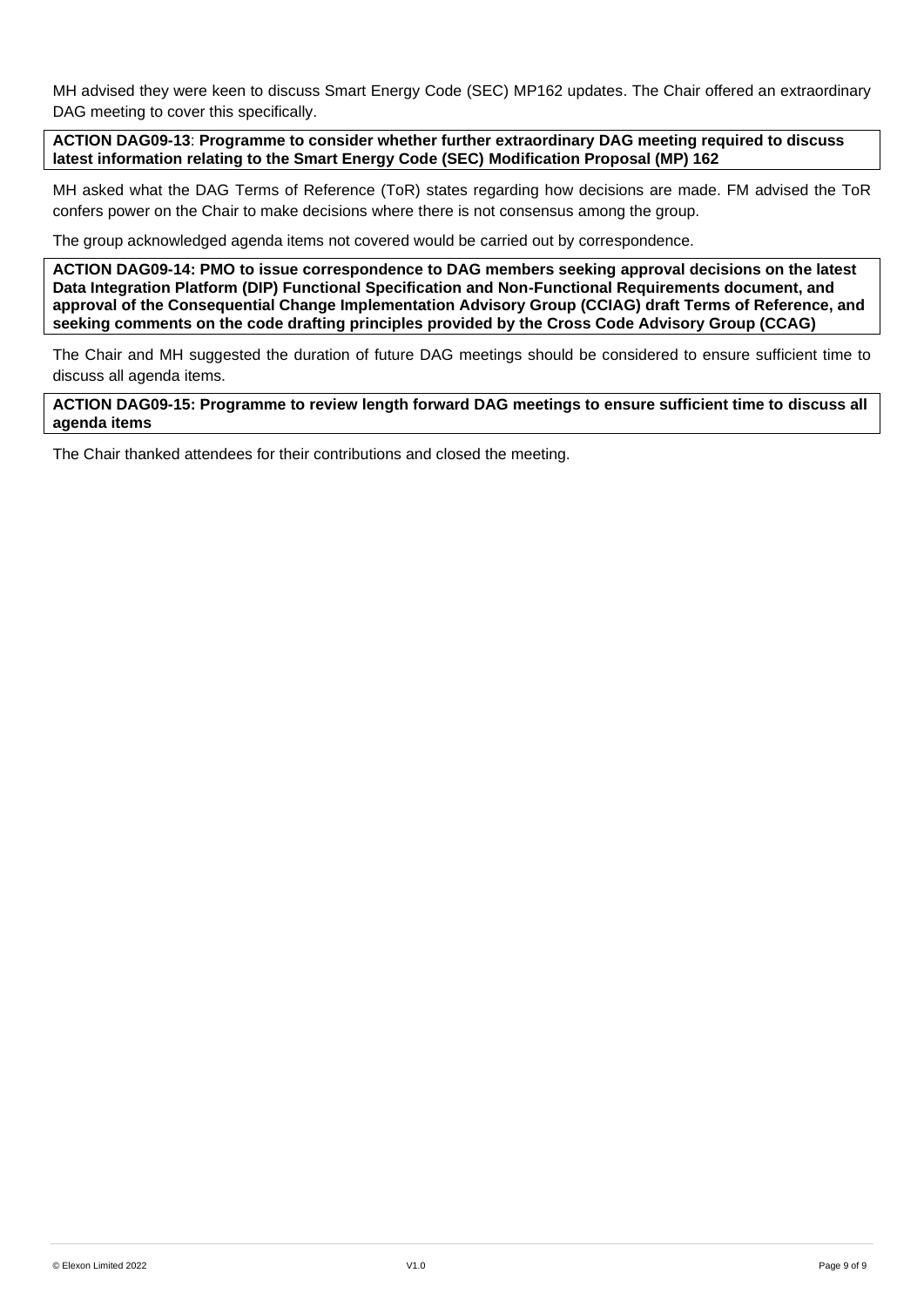MH advised they were keen to discuss Smart Energy Code (SEC) MP162 updates. The Chair offered an extraordinary DAG meeting to cover this specifically.

**ACTION DAG09-13**: **Programme to consider whether further extraordinary DAG meeting required to discuss latest information relating to the Smart Energy Code (SEC) Modification Proposal (MP) 162**

MH asked what the DAG Terms of Reference (ToR) states regarding how decisions are made. FM advised the ToR confers power on the Chair to make decisions where there is not consensus among the group.

The group acknowledged agenda items not covered would be carried out by correspondence.

**ACTION DAG09-14: PMO to issue correspondence to DAG members seeking approval decisions on the latest Data Integration Platform (DIP) Functional Specification and Non-Functional Requirements document, and approval of the Consequential Change Implementation Advisory Group (CCIAG) draft Terms of Reference, and seeking comments on the code drafting principles provided by the Cross Code Advisory Group (CCAG)**

The Chair and MH suggested the duration of future DAG meetings should be considered to ensure sufficient time to discuss all agenda items.

**ACTION DAG09-15: Programme to review length forward DAG meetings to ensure sufficient time to discuss all agenda items**

The Chair thanked attendees for their contributions and closed the meeting.